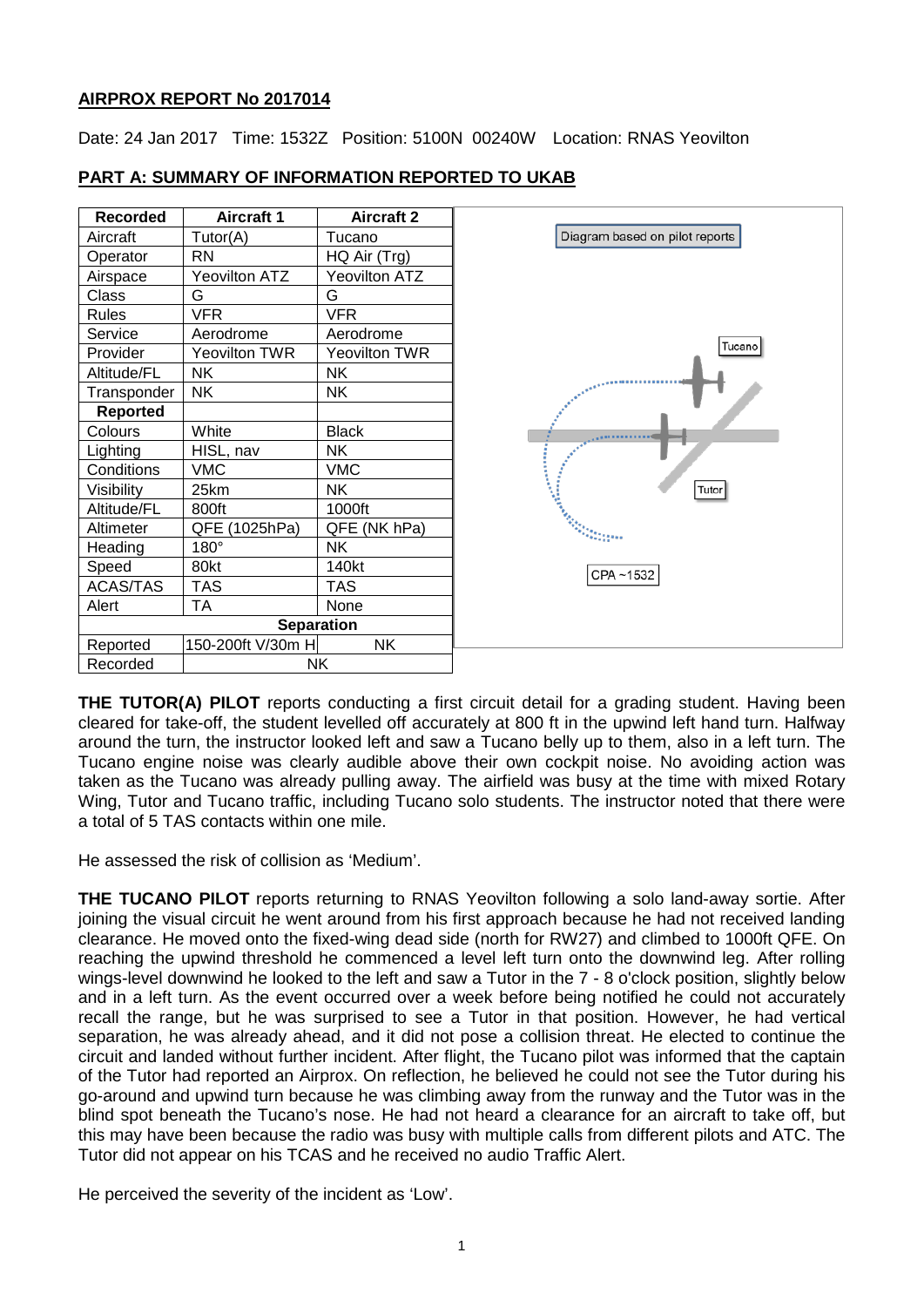**AIRPROX REPORT No 2017014**

Date: 24 Jan 2017 Time: 1532Z Position: 5100N 00240W Location: RNAS Yeovilton

**PART A: SUMMARY OF INFORMATION REPORTED TO UKAB**

| Recorded | Aircraft 1 | Aircraft 2 |
|---|---|---|
| Aircraft | Tutor(A) | Tucano |
| Operator | RN | HQ Air (Trg) |
| Airspace | Yeovilton ATZ | Yeovilton ATZ |
| Class | G | G |
| Rules | VFR | VFR |
| Service | Aerodrome | Aerodrome |
| Provider | Yeovilton TWR | Yeovilton TWR |
| Altitude/FL | NK | NK |
| Transponder | NK | NK |
| **Reported** | | |
| Colours | White | Black |
| Lighting | HISL, nav | NK |
| Conditions | VMC | VMC |
| Visibility | 25km | NK |
| Altitude/FL | 800ft | 1000ft |
| Altimeter | QFE (1025hPa) | QFE (NK hPa) |
| Heading | 180° | NK |
| Speed | 80kt | 140kt |
| ACAS/TAS | TAS | TAS |
| Alert | TA | None |
| **Separation** | | |
| Reported | 150-200ft V/30m H | NK |
| Recorded | NK | |

Diagram based on pilot reports

Tucano

Tutor

CPA ~1532

**THE TUTOR(A) PILOT** reports conducting a first circuit detail for a grading student. Having been cleared for take-off, the student levelled off accurately at 800 ft in the upwind left hand turn. Halfway around the turn, the instructor looked left and saw a Tucano belly up to them, also in a left turn. The Tucano engine noise was clearly audible above their own cockpit noise. No avoiding action was taken as the Tucano was already pulling away. The airfield was busy at the time with mixed Rotary Wing, Tutor and Tucano traffic, including Tucano solo students. The instructor noted that there were a total of 5 TAS contacts within one mile.

He assessed the risk of collision as 'Medium'.

**THE TUCANO PILOT** reports returning to RNAS Yeovilton following a solo land-away sortie. After joining the visual circuit he went around from his first approach because he had not received landing clearance. He moved onto the fixed-wing dead side (north for RW27) and climbed to 1000ft QFE. On reaching the upwind threshold he commenced a level left turn onto the downwind leg. After rolling wings-level downwind he looked to the left and saw a Tutor in the 7 - 8 o'clock position, slightly below and in a left turn. As the event occurred over a week before being notified he could not accurately recall the range, but he was surprised to see a Tutor in that position. However, he had vertical separation, he was already ahead, and it did not pose a collision threat. He elected to continue the circuit and landed without further incident. After flight, the Tucano pilot was informed that the captain of the Tutor had reported an Airprox. On reflection, he believed he could not see the Tutor during his go-around and upwind turn because he was climbing away from the runway and the Tutor was in the blind spot beneath the Tucano's nose. He had not heard a clearance for an aircraft to take off, but this may have been because the radio was busy with multiple calls from different pilots and ATC. The Tutor did not appear on his TCAS and he received no audio Traffic Alert.

He perceived the severity of the incident as 'Low'.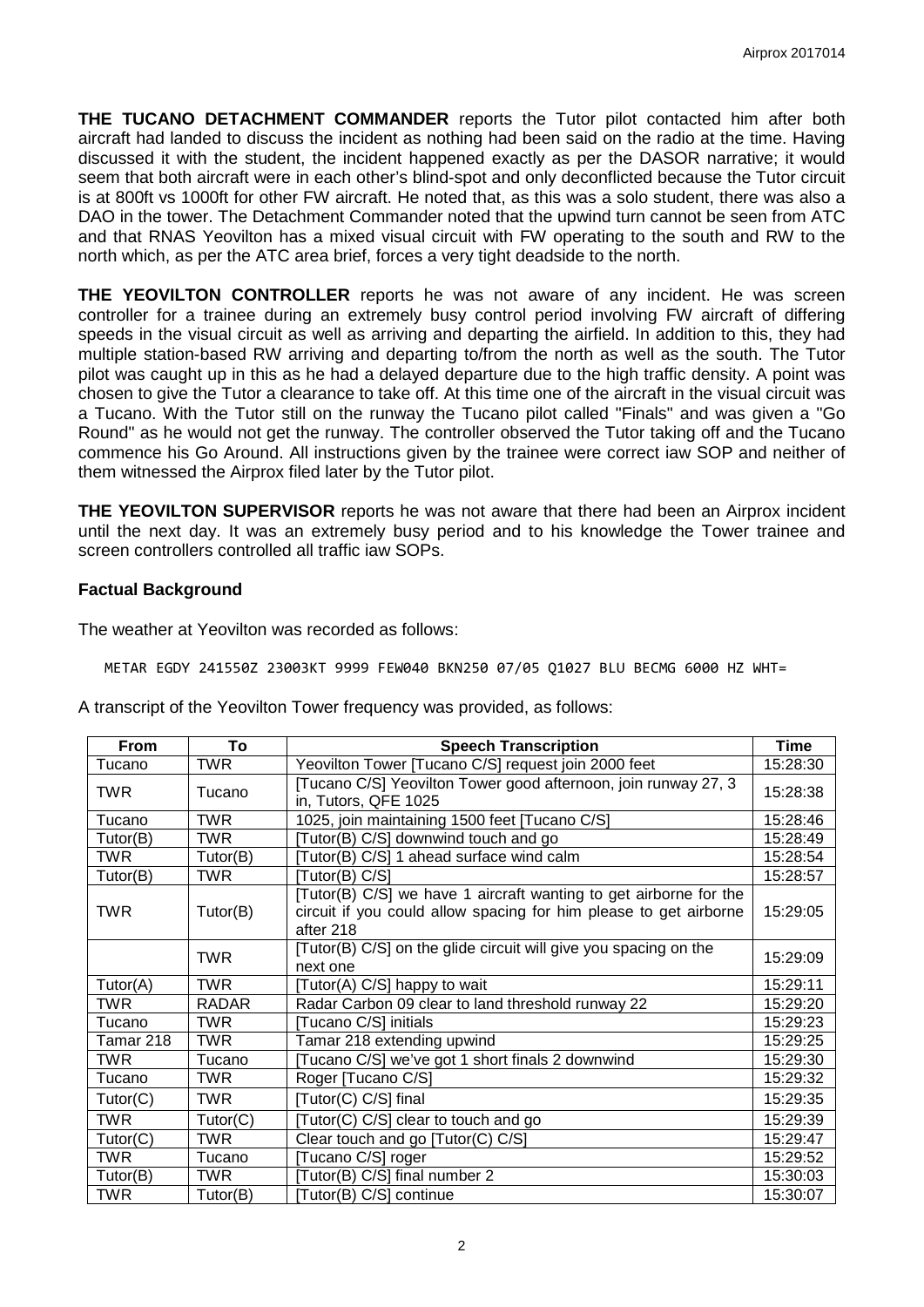**THE TUCANO DETACHMENT COMMANDER** reports the Tutor pilot contacted him after both aircraft had landed to discuss the incident as nothing had been said on the radio at the time. Having discussed it with the student, the incident happened exactly as per the DASOR narrative; it would seem that both aircraft were in each other's blind-spot and only deconflicted because the Tutor circuit is at 800ft vs 1000ft for other FW aircraft. He noted that, as this was a solo student, there was also a DAO in the tower. The Detachment Commander noted that the upwind turn cannot be seen from ATC and that RNAS Yeovilton has a mixed visual circuit with FW operating to the south and RW to the north which, as per the ATC area brief, forces a very tight deadside to the north.

**THE YEOVILTON CONTROLLER** reports he was not aware of any incident. He was screen controller for a trainee during an extremely busy control period involving FW aircraft of differing speeds in the visual circuit as well as arriving and departing the airfield. In addition to this, they had multiple station-based RW arriving and departing to/from the north as well as the south. The Tutor pilot was caught up in this as he had a delayed departure due to the high traffic density. A point was chosen to give the Tutor a clearance to take off. At this time one of the aircraft in the visual circuit was a Tucano. With the Tutor still on the runway the Tucano pilot called "Finals" and was given a "Go Round" as he would not get the runway. The controller observed the Tutor taking off and the Tucano commence his Go Around. All instructions given by the trainee were correct iaw SOP and neither of them witnessed the Airprox filed later by the Tutor pilot.

**THE YEOVILTON SUPERVISOR** reports he was not aware that there had been an Airprox incident until the next day. It was an extremely busy period and to his knowledge the Tower trainee and screen controllers controlled all traffic iaw SOPs.

## Factual Background

The weather at Yeovilton was recorded as follows:

```
METAR EGDY 241550Z 23003KT 9999 FEW040 BKN250 07/05 Q1027 BLU BECMG 6000 HZ WHT=
```

A transcript of the Yeovilton Tower frequency was provided, as follows:

| From | To | Speech Transcription | Time |
|---|---|---|---|
| Tucano | TWR | Yeovilton Tower [Tucano C/S] request join 2000 feet | 15:28:30 |
| TWR | Tucano | [Tucano C/S] Yeovilton Tower good afternoon, join runway 27, 3 in, Tutors, QFE 1025 | 15:28:38 |
| Tucano | TWR | 1025, join maintaining 1500 feet [Tucano C/S] | 15:28:46 |
| Tutor(B) | TWR | [Tutor(B) C/S] downwind touch and go | 15:28:49 |
| TWR | Tutor(B) | [Tutor(B) C/S] 1 ahead surface wind calm | 15:28:54 |
| Tutor(B) | TWR | [Tutor(B) C/S] | 15:28:57 |
| TWR | Tutor(B) | [Tutor(B) C/S] we have 1 aircraft wanting to get airborne for the circuit if you could allow spacing for him please to get airborne after 218 | 15:29:05 |
| | TWR | [Tutor(B) C/S] on the glide circuit will give you spacing on the next one | 15:29:09 |
| Tutor(A) | TWR | [Tutor(A) C/S] happy to wait | 15:29:11 |
| TWR | RADAR | Radar Carbon 09 clear to land threshold runway 22 | 15:29:20 |
| Tucano | TWR | [Tucano C/S] initials | 15:29:23 |
| Tamar 218 | TWR | Tamar 218 extending upwind | 15:29:25 |
| TWR | Tucano | [Tucano C/S] we've got 1 short finals 2 downwind | 15:29:30 |
| Tucano | TWR | Roger [Tucano C/S] | 15:29:32 |
| Tutor(C) | TWR | [Tutor(C) C/S] final | 15:29:35 |
| TWR | Tutor(C) | [Tutor(C) C/S] clear to touch and go | 15:29:39 |
| Tutor(C) | TWR | Clear touch and go [Tutor(C) C/S] | 15:29:47 |
| TWR | Tucano | [Tucano C/S] roger | 15:29:52 |
| Tutor(B) | TWR | [Tutor(B) C/S] final number 2 | 15:30:03 |
| TWR | Tutor(B) | [Tutor(B) C/S] continue | 15:30:07 |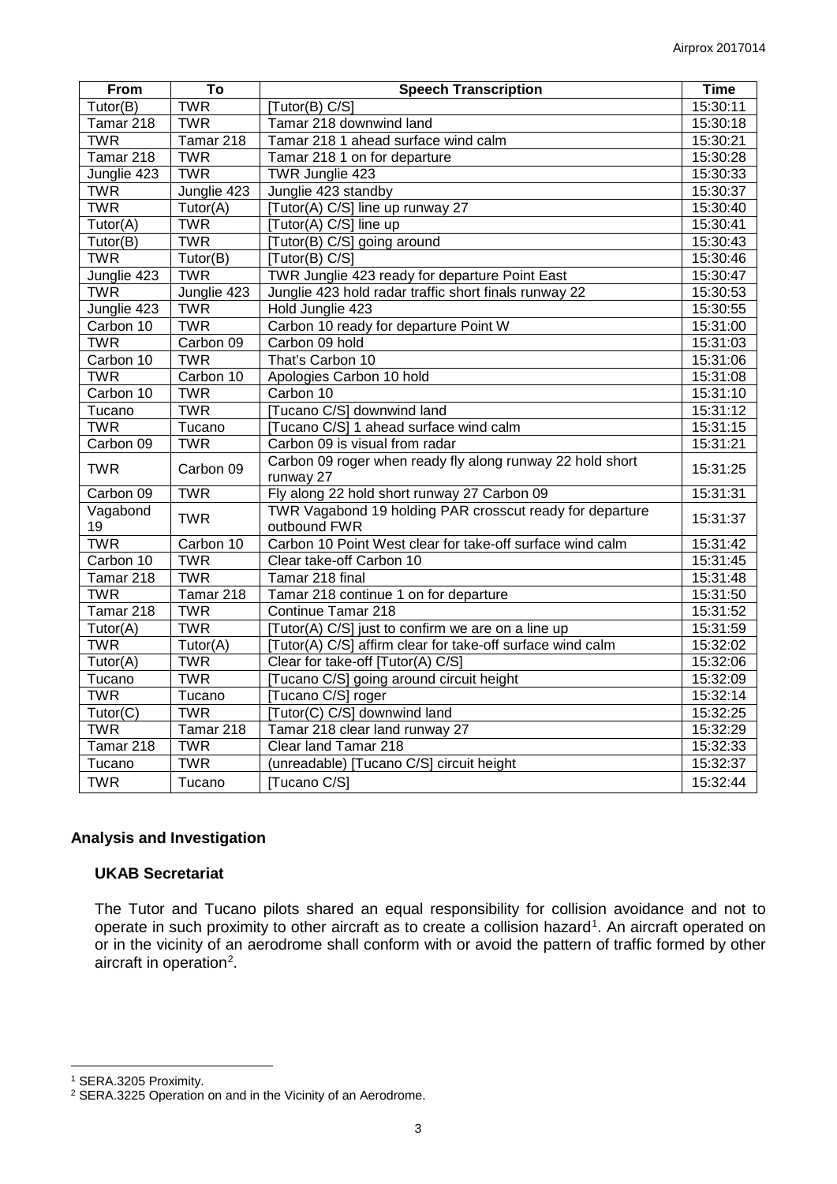| From | To | Speech Transcription | Time |
|---|---|---|---|
| Tutor(B) | TWR | [Tutor(B) C/S] | 15:30:11 |
| Tamar 218 | TWR | Tamar 218 downwind land | 15:30:18 |
| TWR | Tamar 218 | Tamar 218 1 ahead surface wind calm | 15:30:21 |
| Tamar 218 | TWR | Tamar 218 1 on for departure | 15:30:28 |
| Junglie 423 | TWR | TWR Junglie 423 | 15:30:33 |
| TWR | Junglie 423 | Junglie 423 standby | 15:30:37 |
| TWR | Tutor(A) | [Tutor(A) C/S] line up runway 27 | 15:30:40 |
| Tutor(A) | TWR | [Tutor(A) C/S] line up | 15:30:41 |
| Tutor(B) | TWR | [Tutor(B) C/S] going around | 15:30:43 |
| TWR | Tutor(B) | [Tutor(B) C/S] | 15:30:46 |
| Junglie 423 | TWR | TWR Junglie 423 ready for departure Point East | 15:30:47 |
| TWR | Junglie 423 | Junglie 423 hold radar traffic short finals runway 22 | 15:30:53 |
| Junglie 423 | TWR | Hold Junglie 423 | 15:30:55 |
| Carbon 10 | TWR | Carbon 10 ready for departure Point W | 15:31:00 |
| TWR | Carbon 09 | Carbon 09 hold | 15:31:03 |
| Carbon 10 | TWR | That's Carbon 10 | 15:31:06 |
| TWR | Carbon 10 | Apologies Carbon 10 hold | 15:31:08 |
| Carbon 10 | TWR | Carbon 10 | 15:31:10 |
| Tucano | TWR | [Tucano C/S] downwind land | 15:31:12 |
| TWR | Tucano | [Tucano C/S] 1 ahead surface wind calm | 15:31:15 |
| Carbon 09 | TWR | Carbon 09 is visual from radar | 15:31:21 |
| TWR | Carbon 09 | Carbon 09 roger when ready fly along runway 22 hold short runway 27 | 15:31:25 |
| Carbon 09 | TWR | Fly along 22 hold short runway 27 Carbon 09 | 15:31:31 |
| Vagabond 19 | TWR | TWR Vagabond 19 holding PAR crosscut ready for departure outbound FWR | 15:31:37 |
| TWR | Carbon 10 | Carbon 10 Point West clear for take-off surface wind calm | 15:31:42 |
| Carbon 10 | TWR | Clear take-off Carbon 10 | 15:31:45 |
| Tamar 218 | TWR | Tamar 218 final | 15:31:48 |
| TWR | Tamar 218 | Tamar 218 continue 1 on for departure | 15:31:50 |
| Tamar 218 | TWR | Continue Tamar 218 | 15:31:52 |
| Tutor(A) | TWR | [Tutor(A) C/S] just to confirm we are on a line up | 15:31:59 |
| TWR | Tutor(A) | [Tutor(A) C/S] affirm clear for take-off surface wind calm | 15:32:02 |
| Tutor(A) | TWR | Clear for take-off [Tutor(A) C/S] | 15:32:06 |
| Tucano | TWR | [Tucano C/S] going around circuit height | 15:32:09 |
| TWR | Tucano | [Tucano C/S] roger | 15:32:14 |
| Tutor(C) | TWR | [Tutor(C) C/S] downwind land | 15:32:25 |
| TWR | Tamar 218 | Tamar 218 clear land runway 27 | 15:32:29 |
| Tamar 218 | TWR | Clear land Tamar 218 | 15:32:33 |
| Tucano | TWR | (unreadable) [Tucano C/S] circuit height | 15:32:37 |
| TWR | Tucano | [Tucano C/S] | 15:32:44 |

## Analysis and Investigation

### UKAB Secretariat

The Tutor and Tucano pilots shared an equal responsibility for collision avoidance and not to operate in such proximity to other aircraft as to create a collision hazard[1]. An aircraft operated on or in the vicinity of an aerodrome shall conform with or avoid the pattern of traffic formed by other aircraft in operation[2].

---

[1] SERA.3205 Proximity.

[2] SERA.3225 Operation on and in the Vicinity of an Aerodrome.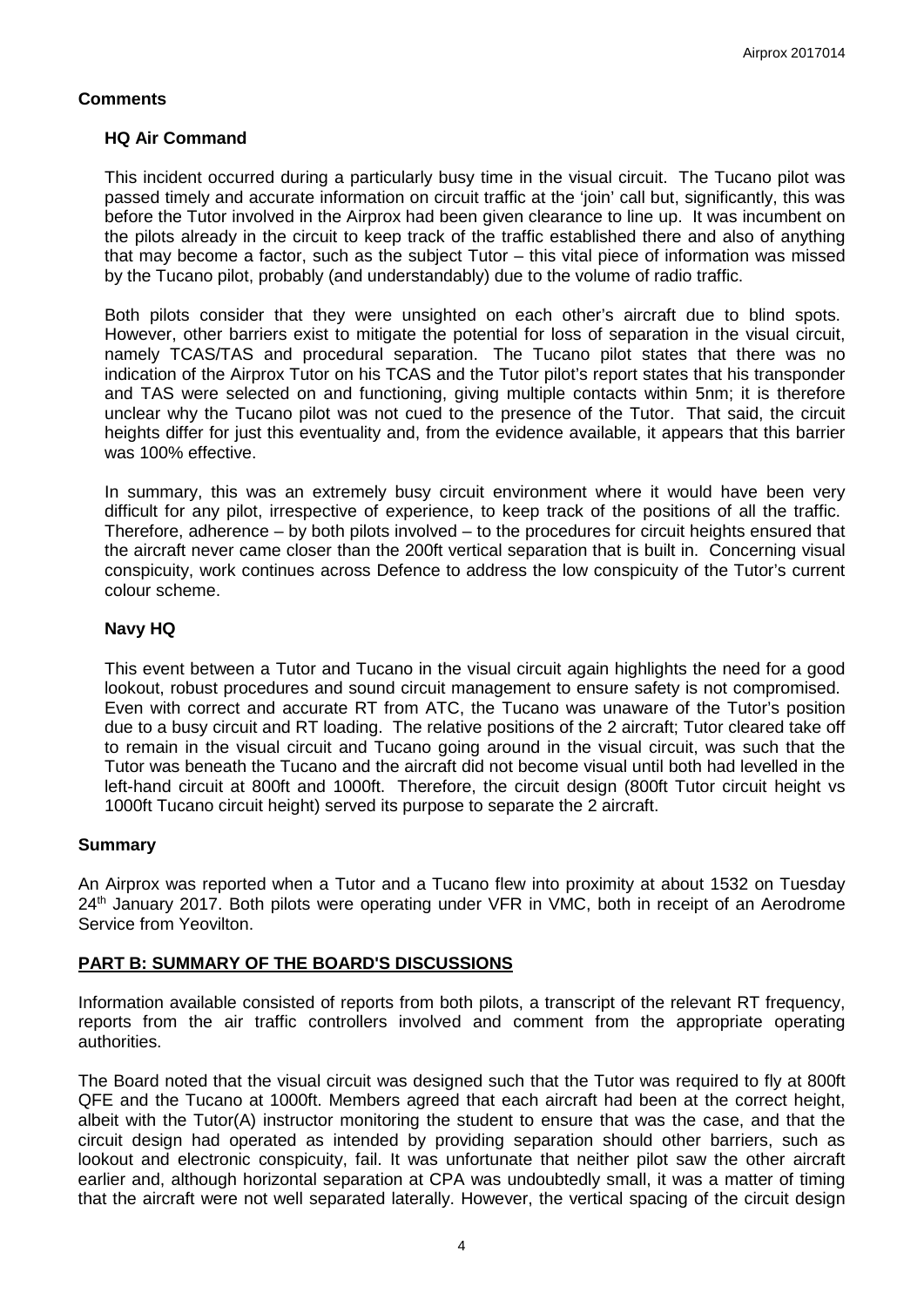## Comments

### HQ Air Command

This incident occurred during a particularly busy time in the visual circuit. The Tucano pilot was passed timely and accurate information on circuit traffic at the 'join' call but, significantly, this was before the Tutor involved in the Airprox had been given clearance to line up. It was incumbent on the pilots already in the circuit to keep track of the traffic established there and also of anything that may become a factor, such as the subject Tutor – this vital piece of information was missed by the Tucano pilot, probably (and understandably) due to the volume of radio traffic.

Both pilots consider that they were unsighted on each other's aircraft due to blind spots. However, other barriers exist to mitigate the potential for loss of separation in the visual circuit, namely TCAS/TAS and procedural separation. The Tucano pilot states that there was no indication of the Airprox Tutor on his TCAS and the Tutor pilot's report states that his transponder and TAS were selected on and functioning, giving multiple contacts within 5nm; it is therefore unclear why the Tucano pilot was not cued to the presence of the Tutor. That said, the circuit heights differ for just this eventuality and, from the evidence available, it appears that this barrier was 100% effective.

In summary, this was an extremely busy circuit environment where it would have been very difficult for any pilot, irrespective of experience, to keep track of the positions of all the traffic. Therefore, adherence – by both pilots involved – to the procedures for circuit heights ensured that the aircraft never came closer than the 200ft vertical separation that is built in. Concerning visual conspicuity, work continues across Defence to address the low conspicuity of the Tutor's current colour scheme.

### Navy HQ

This event between a Tutor and Tucano in the visual circuit again highlights the need for a good lookout, robust procedures and sound circuit management to ensure safety is not compromised. Even with correct and accurate RT from ATC, the Tucano was unaware of the Tutor's position due to a busy circuit and RT loading. The relative positions of the 2 aircraft; Tutor cleared take off to remain in the visual circuit and Tucano going around in the visual circuit, was such that the Tutor was beneath the Tucano and the aircraft did not become visual until both had levelled in the left-hand circuit at 800ft and 1000ft. Therefore, the circuit design (800ft Tutor circuit height vs 1000ft Tucano circuit height) served its purpose to separate the 2 aircraft.

## Summary

An Airprox was reported when a Tutor and a Tucano flew into proximity at about 1532 on Tuesday 24th January 2017. Both pilots were operating under VFR in VMC, both in receipt of an Aerodrome Service from Yeovilton.

## PART B: SUMMARY OF THE BOARD'S DISCUSSIONS

Information available consisted of reports from both pilots, a transcript of the relevant RT frequency, reports from the air traffic controllers involved and comment from the appropriate operating authorities.

The Board noted that the visual circuit was designed such that the Tutor was required to fly at 800ft QFE and the Tucano at 1000ft. Members agreed that each aircraft had been at the correct height, albeit with the Tutor(A) instructor monitoring the student to ensure that was the case, and that the circuit design had operated as intended by providing separation should other barriers, such as lookout and electronic conspicuity, fail. It was unfortunate that neither pilot saw the other aircraft earlier and, although horizontal separation at CPA was undoubtedly small, it was a matter of timing that the aircraft were not well separated laterally. However, the vertical spacing of the circuit design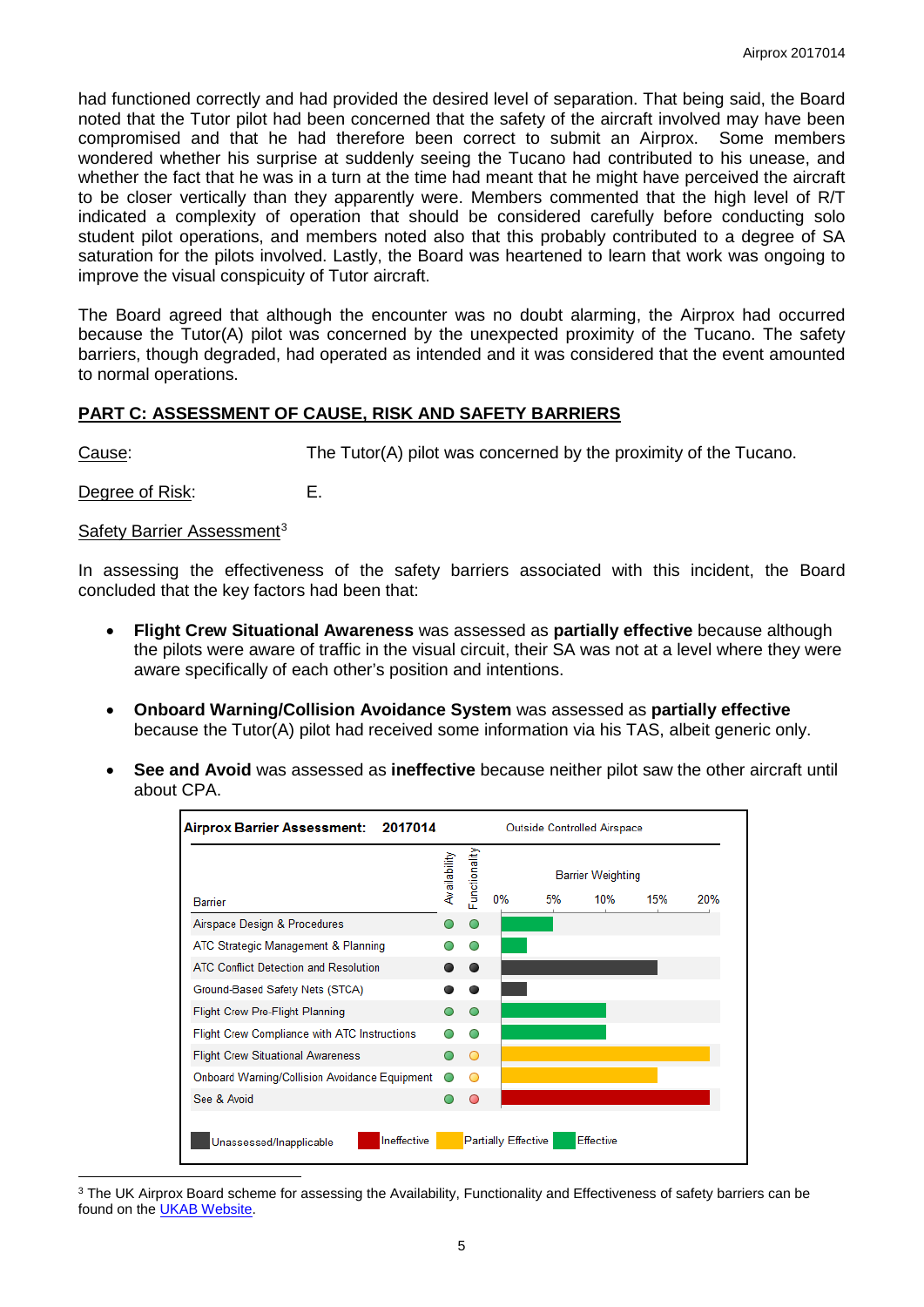had functioned correctly and had provided the desired level of separation. That being said, the Board noted that the Tutor pilot had been concerned that the safety of the aircraft involved may have been compromised and that he had therefore been correct to submit an Airprox. Some members wondered whether his surprise at suddenly seeing the Tucano had contributed to his unease, and whether the fact that he was in a turn at the time had meant that he might have perceived the aircraft to be closer vertically than they apparently were. Members commented that the high level of R/T indicated a complexity of operation that should be considered carefully before conducting solo student pilot operations, and members noted also that this probably contributed to a degree of SA saturation for the pilots involved. Lastly, the Board was heartened to learn that work was ongoing to improve the visual conspicuity of Tutor aircraft.

The Board agreed that although the encounter was no doubt alarming, the Airprox had occurred because the Tutor(A) pilot was concerned by the unexpected proximity of the Tucano. The safety barriers, though degraded, had operated as intended and it was considered that the event amounted to normal operations.

## PART C: ASSESSMENT OF CAUSE, RISK AND SAFETY BARRIERS

Cause: The Tutor(A) pilot was concerned by the proximity of the Tucano.

Degree of Risk: E.

Safety Barrier Assessment[3]

In assessing the effectiveness of the safety barriers associated with this incident, the Board concluded that the key factors had been that:

- **Flight Crew Situational Awareness** was assessed as **partially effective** because although the pilots were aware of traffic in the visual circuit, their SA was not at a level where they were aware specifically of each other's position and intentions.
- **Onboard Warning/Collision Avoidance System** was assessed as **partially effective** because the Tutor(A) pilot had received some information via his TAS, albeit generic only.
- **See and Avoid** was assessed as **ineffective** because neither pilot saw the other aircraft until about CPA.

Airprox Barrier Assessment: 2017014

Outside Controlled Airspace

Barrier

Availability

Functionality

Barrier Weighting

0% 5% 10% 15% 20%

Airspace Design & Procedures

ATC Strategic Management & Planning

ATC Conflict Detection and Resolution

Ground-Based Safety Nets (STCA)

Flight Crew Pre-Flight Planning

Flight Crew Compliance with ATC Instructions

Flight Crew Situational Awareness

Onboard Warning/Collision Avoidance Equipment

See & Avoid

Unassessed/Inapplicable Ineffective Partially Effective Effective

[3] The UK Airprox Board scheme for assessing the Availability, Functionality and Effectiveness of safety barriers can be found on the UKAB Website.